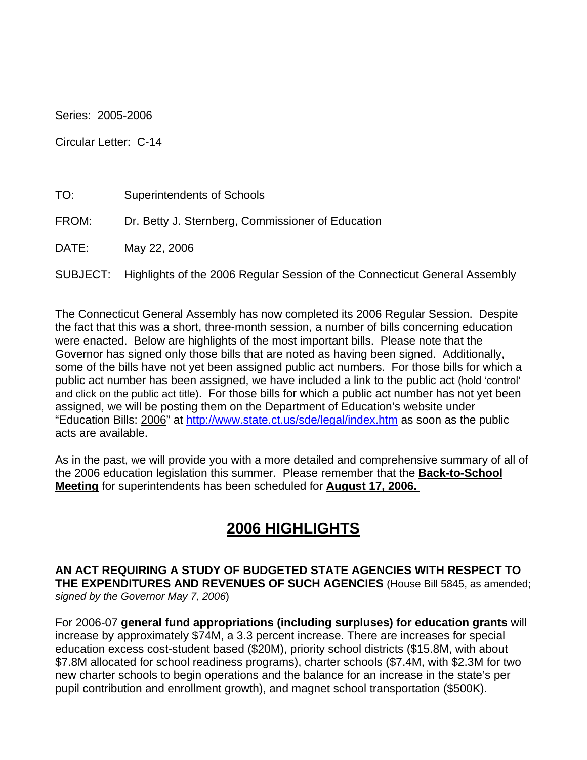Series: 2005-2006

Circular Letter: C-14

TO: Superintendents of Schools

FROM: Dr. Betty J. Sternberg, Commissioner of Education

DATE: May 22, 2006

SUBJECT: Highlights of the 2006 Regular Session of the Connecticut General Assembly

The Connecticut General Assembly has now completed its 2006 Regular Session. Despite the fact that this was a short, three-month session, a number of bills concerning education were enacted. Below are highlights of the most important bills. Please note that the Governor has signed only those bills that are noted as having been signed. Additionally, some of the bills have not yet been assigned public act numbers. For those bills for which a public act number has been assigned, we have included a link to the public act (hold 'control' and click on the public act title). For those bills for which a public act number has not yet been assigned, we will be posting them on the Department of Education's website under "Education Bills: 2006" at http://www.state.ct.us/sde/legal/index.htm as soon as the public acts are available.

As in the past, we will provide you with a more detailed and comprehensive summary of all of the 2006 education legislation this summer. Please remember that the **Back-to-School Meeting** for superintendents has been scheduled for **August 17, 2006.**

# 2006 HIGHLIGHTS

**AN ACT REQUIRING A STUDY OF BUDGETED STATE AGENCIES WITH RESPECT TO THE EXPENDITURES AND REVENUES OF SUCH AGENCIES** (House Bill 5845, as amended; *signed by the Governor May 7, 2006*)

For 2006-07 **general fund appropriations (including surpluses) for education grants** will increase by approximately $74M, a 3.3 percent increase. There are increases for special education excess cost-student based ($20M), priority school districts ($15.8M, with about $7.8M allocated for school readiness programs), charter schools ($7.4M, with $2.3M for two new charter schools to begin operations and the balance for an increase in the state's per pupil contribution and enrollment growth), and magnet school transportation ($500K).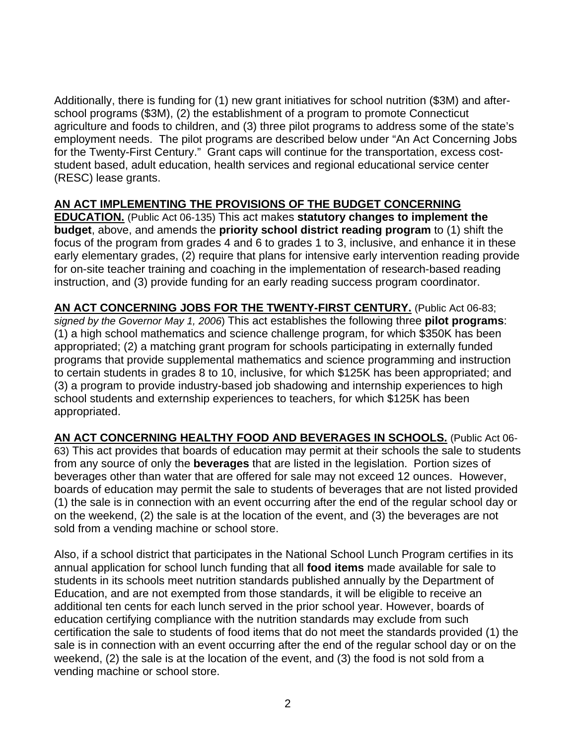Additionally, there is funding for (1) new grant initiatives for school nutrition ($3M) and after-school programs ($3M), (2) the establishment of a program to promote Connecticut agriculture and foods to children, and (3) three pilot programs to address some of the state's employment needs. The pilot programs are described below under "An Act Concerning Jobs for the Twenty-First Century." Grant caps will continue for the transportation, excess cost-student based, adult education, health services and regional educational service center (RESC) lease grants.

**AN ACT IMPLEMENTING THE PROVISIONS OF THE BUDGET CONCERNING EDUCATION.** (Public Act 06-135) This act makes **statutory changes to implement the budget**, above, and amends the **priority school district reading program** to (1) shift the focus of the program from grades 4 and 6 to grades 1 to 3, inclusive, and enhance it in these early elementary grades, (2) require that plans for intensive early intervention reading provide for on-site teacher training and coaching in the implementation of research-based reading instruction, and (3) provide funding for an early reading success program coordinator.

**AN ACT CONCERNING JOBS FOR THE TWENTY-FIRST CENTURY.** (Public Act 06-83; *signed by the Governor May 1, 2006*) This act establishes the following three **pilot programs**: (1) a high school mathematics and science challenge program, for which $350K has been appropriated; (2) a matching grant program for schools participating in externally funded programs that provide supplemental mathematics and science programming and instruction to certain students in grades 8 to 10, inclusive, for which $125K has been appropriated; and (3) a program to provide industry-based job shadowing and internship experiences to high school students and externship experiences to teachers, for which $125K has been appropriated.

**AN ACT CONCERNING HEALTHY FOOD AND BEVERAGES IN SCHOOLS.** (Public Act 06-63) This act provides that boards of education may permit at their schools the sale to students from any source of only the **beverages** that are listed in the legislation. Portion sizes of beverages other than water that are offered for sale may not exceed 12 ounces. However, boards of education may permit the sale to students of beverages that are not listed provided (1) the sale is in connection with an event occurring after the end of the regular school day or on the weekend, (2) the sale is at the location of the event, and (3) the beverages are not sold from a vending machine or school store.

Also, if a school district that participates in the National School Lunch Program certifies in its annual application for school lunch funding that all **food items** made available for sale to students in its schools meet nutrition standards published annually by the Department of Education, and are not exempted from those standards, it will be eligible to receive an additional ten cents for each lunch served in the prior school year. However, boards of education certifying compliance with the nutrition standards may exclude from such certification the sale to students of food items that do not meet the standards provided (1) the sale is in connection with an event occurring after the end of the regular school day or on the weekend, (2) the sale is at the location of the event, and (3) the food is not sold from a vending machine or school store.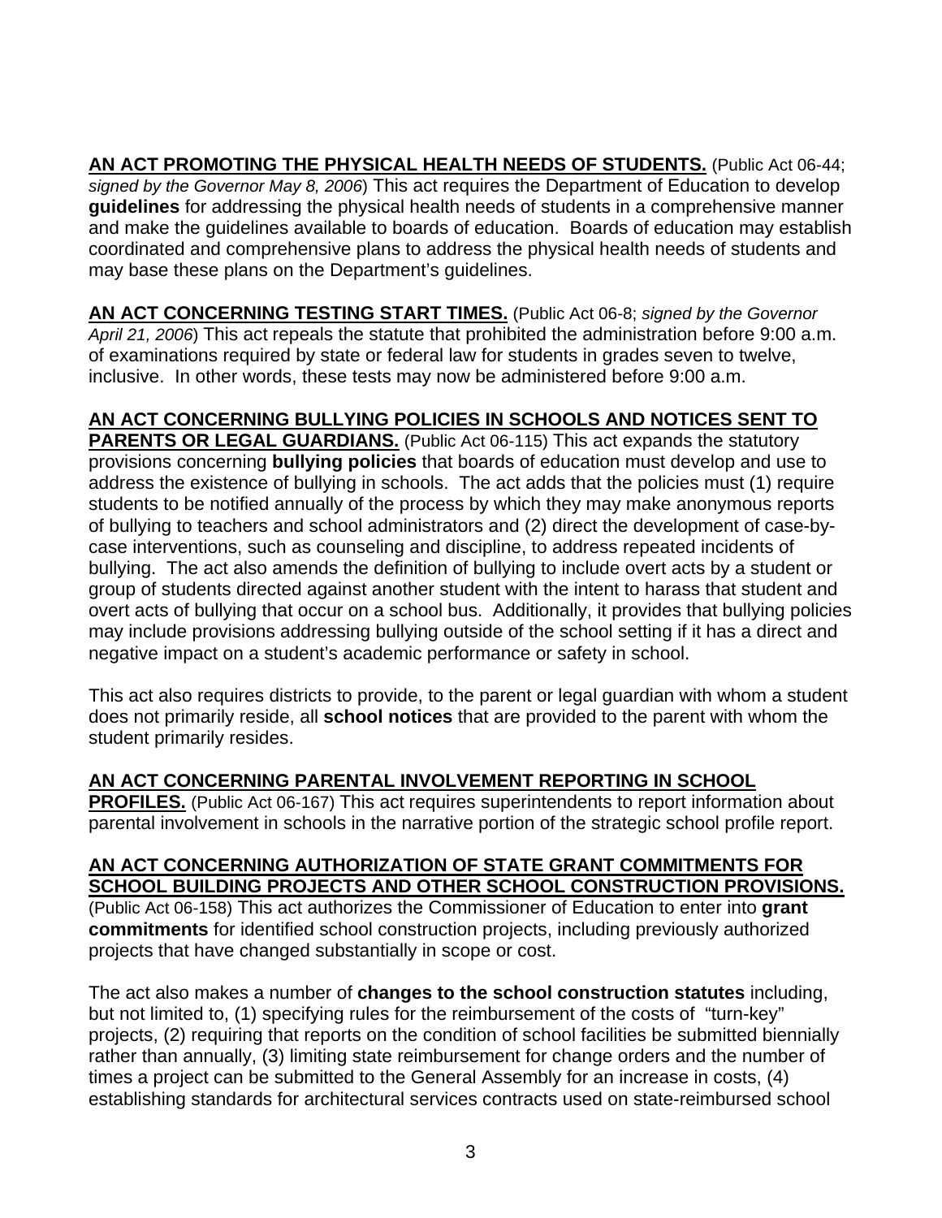**AN ACT PROMOTING THE PHYSICAL HEALTH NEEDS OF STUDENTS.** (Public Act 06-44; *signed by the Governor May 8, 2006*) This act requires the Department of Education to develop **guidelines** for addressing the physical health needs of students in a comprehensive manner and make the guidelines available to boards of education. Boards of education may establish coordinated and comprehensive plans to address the physical health needs of students and may base these plans on the Department's guidelines.

**AN ACT CONCERNING TESTING START TIMES.** (Public Act 06-8; *signed by the Governor April 21, 2006*) This act repeals the statute that prohibited the administration before 9:00 a.m. of examinations required by state or federal law for students in grades seven to twelve, inclusive. In other words, these tests may now be administered before 9:00 a.m.

**AN ACT CONCERNING BULLYING POLICIES IN SCHOOLS AND NOTICES SENT TO PARENTS OR LEGAL GUARDIANS.** (Public Act 06-115) This act expands the statutory provisions concerning **bullying policies** that boards of education must develop and use to address the existence of bullying in schools. The act adds that the policies must (1) require students to be notified annually of the process by which they may make anonymous reports of bullying to teachers and school administrators and (2) direct the development of case-by-case interventions, such as counseling and discipline, to address repeated incidents of bullying. The act also amends the definition of bullying to include overt acts by a student or group of students directed against another student with the intent to harass that student and overt acts of bullying that occur on a school bus. Additionally, it provides that bullying policies may include provisions addressing bullying outside of the school setting if it has a direct and negative impact on a student's academic performance or safety in school.

This act also requires districts to provide, to the parent or legal guardian with whom a student does not primarily reside, all **school notices** that are provided to the parent with whom the student primarily resides.

**AN ACT CONCERNING PARENTAL INVOLVEMENT REPORTING IN SCHOOL PROFILES.** (Public Act 06-167) This act requires superintendents to report information about parental involvement in schools in the narrative portion of the strategic school profile report.

**AN ACT CONCERNING AUTHORIZATION OF STATE GRANT COMMITMENTS FOR SCHOOL BUILDING PROJECTS AND OTHER SCHOOL CONSTRUCTION PROVISIONS.** (Public Act 06-158) This act authorizes the Commissioner of Education to enter into **grant commitments** for identified school construction projects, including previously authorized projects that have changed substantially in scope or cost.

The act also makes a number of **changes to the school construction statutes** including, but not limited to, (1) specifying rules for the reimbursement of the costs of "turn-key" projects, (2) requiring that reports on the condition of school facilities be submitted biennially rather than annually, (3) limiting state reimbursement for change orders and the number of times a project can be submitted to the General Assembly for an increase in costs, (4) establishing standards for architectural services contracts used on state-reimbursed school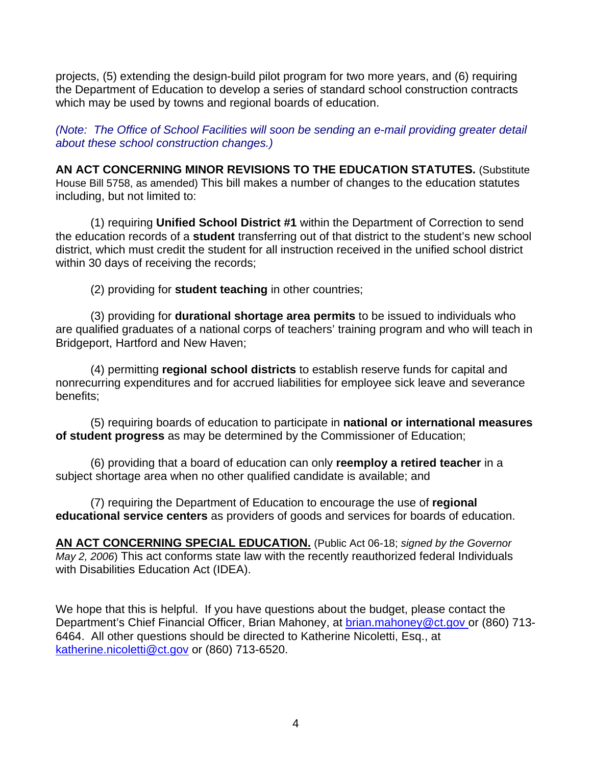projects, (5) extending the design-build pilot program for two more years, and (6) requiring the Department of Education to develop a series of standard school construction contracts which may be used by towns and regional boards of education.

*(Note: The Office of School Facilities will soon be sending an e-mail providing greater detail about these school construction changes.)*

**AN ACT CONCERNING MINOR REVISIONS TO THE EDUCATION STATUTES.** (Substitute House Bill 5758, as amended) This bill makes a number of changes to the education statutes including, but not limited to:

(1) requiring **Unified School District #1** within the Department of Correction to send the education records of a **student** transferring out of that district to the student's new school district, which must credit the student for all instruction received in the unified school district within 30 days of receiving the records;

(2) providing for **student teaching** in other countries;

(3) providing for **durational shortage area permits** to be issued to individuals who are qualified graduates of a national corps of teachers' training program and who will teach in Bridgeport, Hartford and New Haven;

(4) permitting **regional school districts** to establish reserve funds for capital and nonrecurring expenditures and for accrued liabilities for employee sick leave and severance benefits;

(5) requiring boards of education to participate in **national or international measures of student progress** as may be determined by the Commissioner of Education;

(6) providing that a board of education can only **reemploy a retired teacher** in a subject shortage area when no other qualified candidate is available; and

(7) requiring the Department of Education to encourage the use of **regional educational service centers** as providers of goods and services for boards of education.

**AN ACT CONCERNING SPECIAL EDUCATION.** (Public Act 06-18; *signed by the Governor May 2, 2006*) This act conforms state law with the recently reauthorized federal Individuals with Disabilities Education Act (IDEA).

We hope that this is helpful. If you have questions about the budget, please contact the Department's Chief Financial Officer, Brian Mahoney, at brian.mahoney@ct.gov or (860) 713-6464. All other questions should be directed to Katherine Nicoletti, Esq., at katherine.nicoletti@ct.gov or (860) 713-6520.